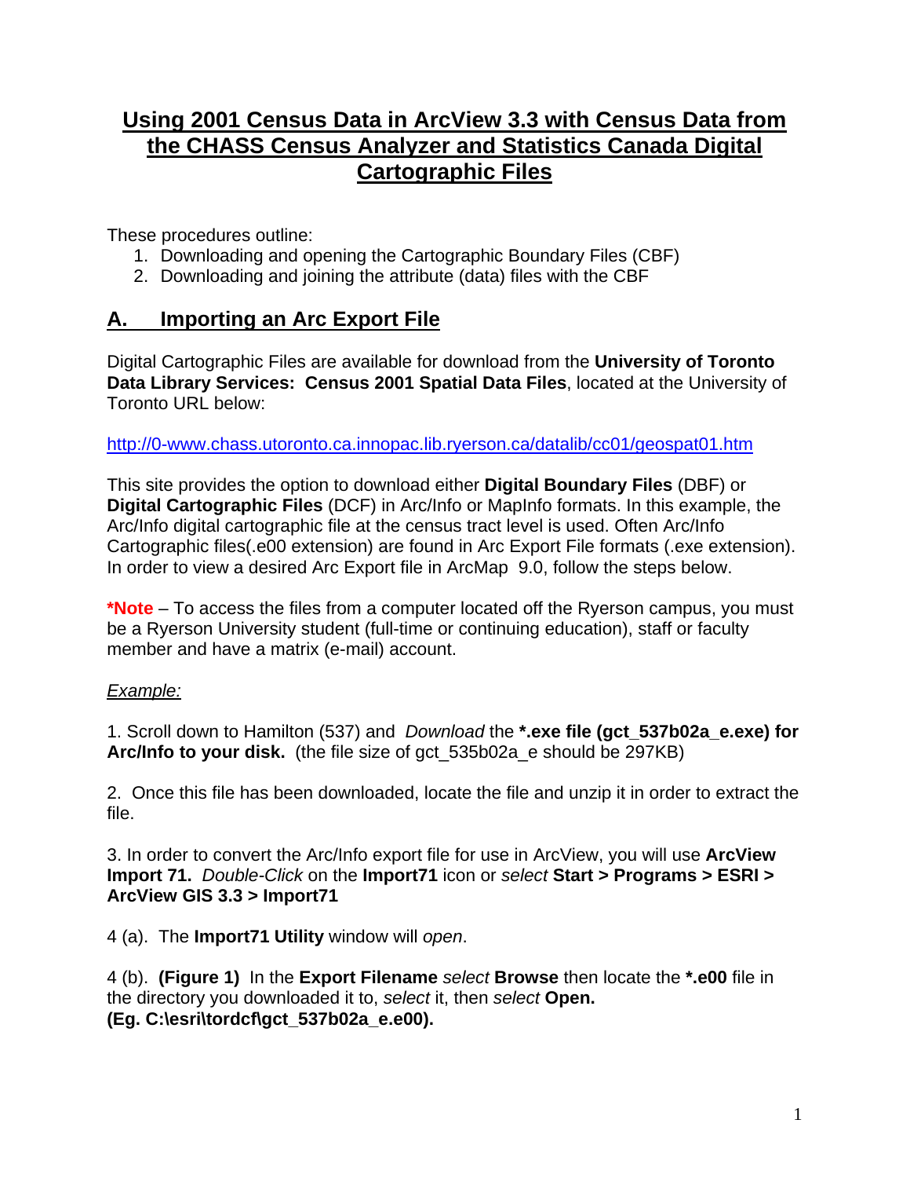# Using 2001 Census Data in ArcView 3.3 with Census Data from the CHASS Census Analyzer and Statistics Canada Digital Cartographic Files

These procedures outline:

1. Downloading and opening the Cartographic Boundary Files (CBF)
2. Downloading and joining the attribute (data) files with the CBF

## A. Importing an Arc Export File

Digital Cartographic Files are available for download from the **University of Toronto Data Library Services: Census 2001 Spatial Data Files**, located at the University of Toronto URL below:

http://0-www.chass.utoronto.ca.innopac.lib.ryerson.ca/datalib/cc01/geospat01.htm

This site provides the option to download either **Digital Boundary Files** (DBF) or **Digital Cartographic Files** (DCF) in Arc/Info or MapInfo formats. In this example, the Arc/Info digital cartographic file at the census tract level is used. Often Arc/Info Cartographic files(.e00 extension) are found in Arc Export File formats (.exe extension). In order to view a desired Arc Export file in ArcMap 9.0, follow the steps below.

***Note** – To access the files from a computer located off the Ryerson campus, you must be a Ryerson University student (full-time or continuing education), staff or faculty member and have a matrix (e-mail) account.

*Example:*

1. Scroll down to Hamilton (537) and *Download* the ***.exe file (gct_537b02a_e.exe) for Arc/Info to your disk.** (the file size of gct_535b02a_e should be 297KB)

2. Once this file has been downloaded, locate the file and unzip it in order to extract the file.

3. In order to convert the Arc/Info export file for use in ArcView, you will use **ArcView Import 71.** *Double-Click* on the **Import71** icon or *select* **Start > Programs > ESRI > ArcView GIS 3.3 > Import71**

4 (a). The **Import71 Utility** window will *open*.

4 (b). **(Figure 1)** In the **Export Filename** *select* **Browse** then locate the ***.e00** file in the directory you downloaded it to, *select* it, then *select* **Open. (Eg. C:\esri\tordcf\gct_537b02a_e.e00).**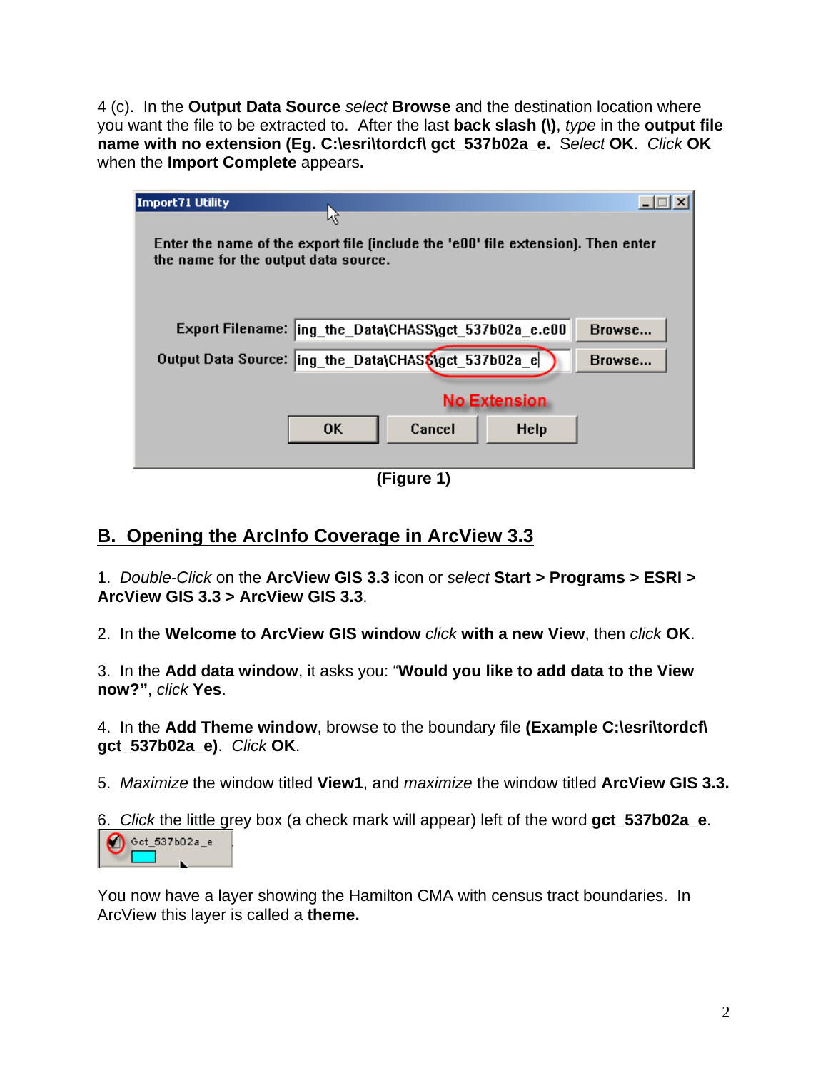4 (c). In the **Output Data Source** *select* **Browse** and the destination location where you want the file to be extracted to. After the last **back slash (\)**, *type* in the **output file name with no extension (Eg. C:\esri\tordcf\ gct_537b02a_e.** *Select* **OK**. *Click* **OK** when the **Import Complete** appears**.**

(Figure 1)

## B. Opening the ArcInfo Coverage in ArcView 3.3

1. *Double-Click* on the **ArcView GIS 3.3** icon or *select* **Start > Programs > ESRI > ArcView GIS 3.3 > ArcView GIS 3.3**.

2. In the **Welcome to ArcView GIS window** *click* **with a new View**, then *click* **OK**.

3. In the **Add data window**, it asks you: "**Would you like to add data to the View now?"**, *click* **Yes**.

4. In the **Add Theme window**, browse to the boundary file **(Example C:\esri\tordcf\ gct_537b02a_e)**. *Click* **OK**.

5. *Maximize* the window titled **View1**, and *maximize* the window titled **ArcView GIS 3.3.**

6. *Click* the little grey box (a check mark will appear) left of the word **gct_537b02a_e**.

You now have a layer showing the Hamilton CMA with census tract boundaries. In ArcView this layer is called a **theme.**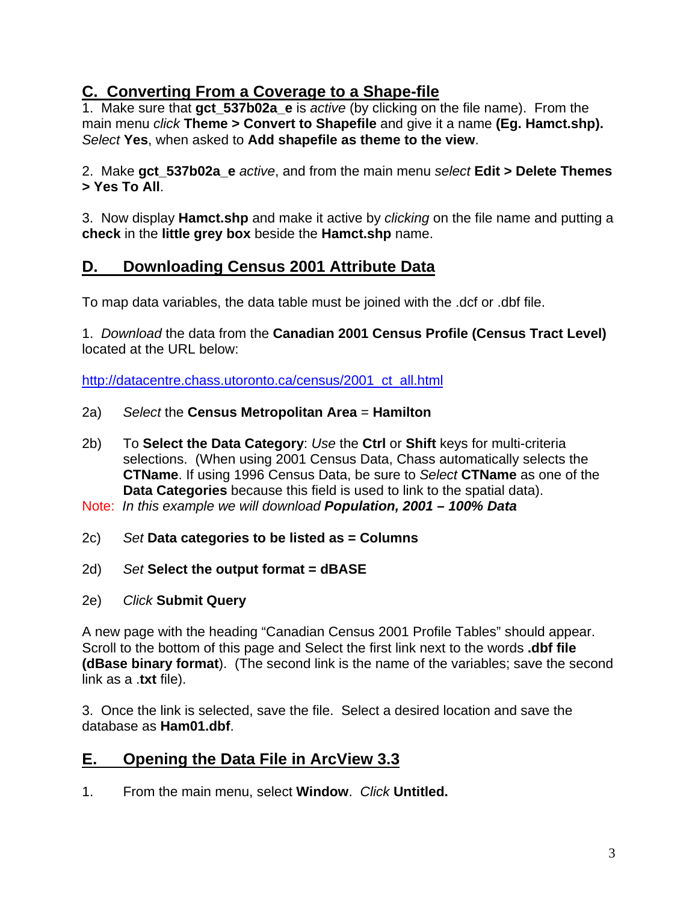## C. Converting From a Coverage to a Shape-file

1. Make sure that **gct_537b02a_e** is *active* (by clicking on the file name). From the main menu *click* **Theme > Convert to Shapefile** and give it a name **(Eg. Hamct.shp).** *Select* **Yes**, when asked to **Add shapefile as theme to the view**.

2. Make **gct_537b02a_e** *active*, and from the main menu *select* **Edit > Delete Themes > Yes To All**.

3. Now display **Hamct.shp** and make it active by *clicking* on the file name and putting a **check** in the **little grey box** beside the **Hamct.shp** name.

## D. Downloading Census 2001 Attribute Data

To map data variables, the data table must be joined with the .dcf or .dbf file.

1. *Download* the data from the **Canadian 2001 Census Profile (Census Tract Level)** located at the URL below:

http://datacentre.chass.utoronto.ca/census/2001_ct_all.html

2a) *Select* the **Census Metropolitan Area** = **Hamilton**

2b) To **Select the Data Category**: *Use* the **Ctrl** or **Shift** keys for multi-criteria selections. (When using 2001 Census Data, Chass automatically selects the **CTName**. If using 1996 Census Data, be sure to *Select* **CTName** as one of the **Data Categories** because this field is used to link to the spatial data).

Note: *In this example we will download **Population, 2001 – 100% Data***

2c) *Set* **Data categories to be listed as = Columns**

2d) *Set* **Select the output format = dBASE**

2e) *Click* **Submit Query**

A new page with the heading "Canadian Census 2001 Profile Tables" should appear. Scroll to the bottom of this page and Select the first link next to the words **.dbf file (dBase binary format**). (The second link is the name of the variables; save the second link as a .**txt** file).

3. Once the link is selected, save the file. Select a desired location and save the database as **Ham01.dbf**.

## E. Opening the Data File in ArcView 3.3

1. From the main menu, select **Window**. *Click* **Untitled.**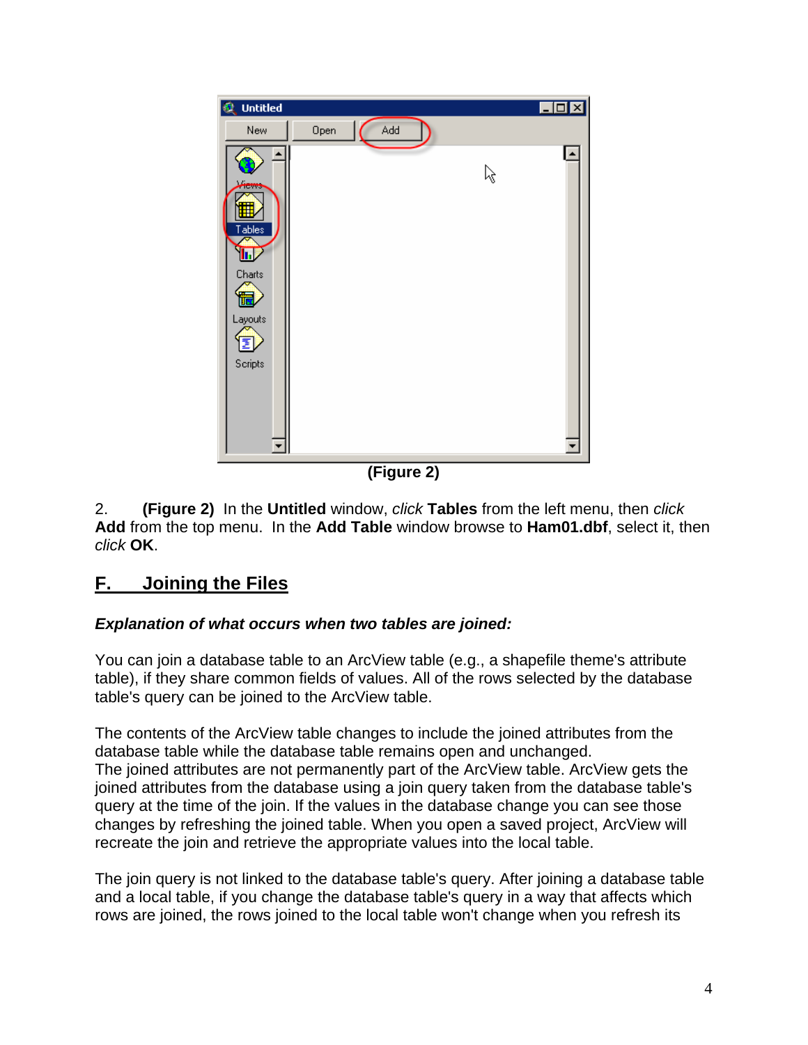(Figure 2)

2. **(Figure 2)** In the **Untitled** window, *click* **Tables** from the left menu, then *click* **Add** from the top menu. In the **Add Table** window browse to **Ham01.dbf**, select it, then *click* **OK**.

## F. Joining the Files

***Explanation of what occurs when two tables are joined:***

You can join a database table to an ArcView table (e.g., a shapefile theme's attribute table), if they share common fields of values. All of the rows selected by the database table's query can be joined to the ArcView table.

The contents of the ArcView table changes to include the joined attributes from the database table while the database table remains open and unchanged.
The joined attributes are not permanently part of the ArcView table. ArcView gets the joined attributes from the database using a join query taken from the database table's query at the time of the join. If the values in the database change you can see those changes by refreshing the joined table. When you open a saved project, ArcView will recreate the join and retrieve the appropriate values into the local table.

The join query is not linked to the database table's query. After joining a database table and a local table, if you change the database table's query in a way that affects which rows are joined, the rows joined to the local table won't change when you refresh its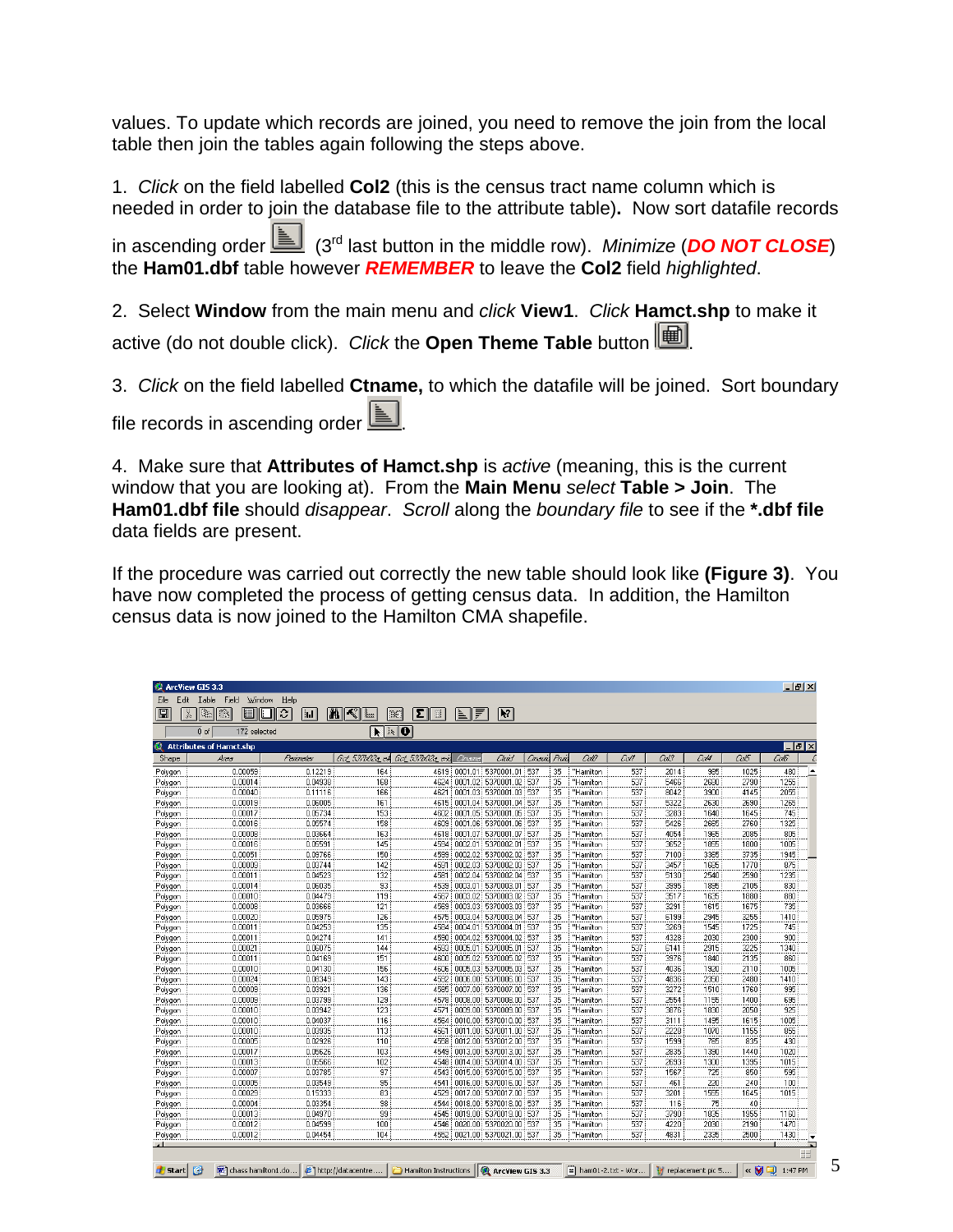values. To update which records are joined, you need to remove the join from the local table then join the tables again following the steps above.

1. *Click* on the field labelled **Col2** (this is the census tract name column which is needed in order to join the database file to the attribute table). Now sort datafile records in ascending order (3rd last button in the middle row). *Minimize* (***DO NOT CLOSE***) the **Ham01.dbf** table however ***REMEMBER*** to leave the **Col2** field *highlighted*.

2. Select **Window** from the main menu and *click* **View1**. *Click* **Hamct.shp** to make it active (do not double click). *Click* the **Open Theme Table** button.

3. *Click* on the field labelled **Ctname,** to which the datafile will be joined. Sort boundary file records in ascending order.

4. Make sure that **Attributes of Hamct.shp** is *active* (meaning, this is the current window that you are looking at). From the **Main Menu** *select* **Table > Join**. The **Ham01.dbf file** should *disappear*. *Scroll* along the *boundary file* to see if the ***.dbf file** data fields are present.

If the procedure was carried out correctly the new table should look like **(Figure 3)**. You have now completed the process of getting census data. In addition, the Hamilton census data is now joined to the Hamilton CMA shapefile.